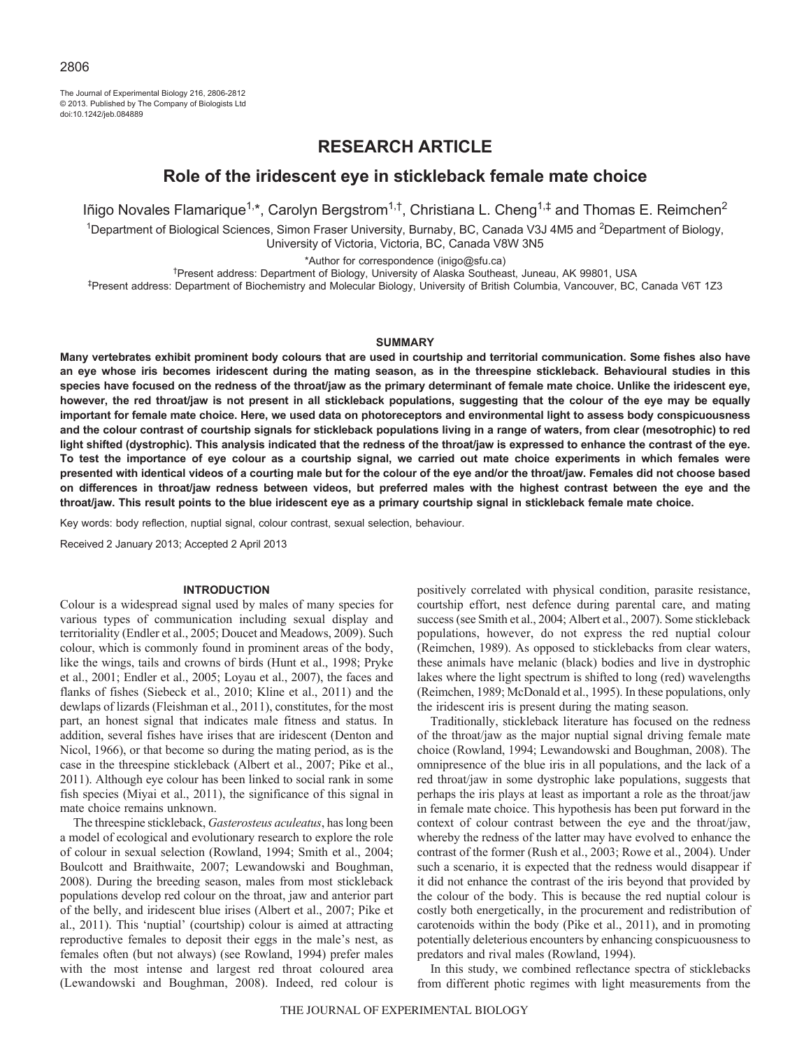The Journal of Experimental Biology 216, 2806-2812
© 2013. Published by The Company of Biologists Ltd
doi:10.1242/jeb.084889

**RESEARCH ARTICLE**

# Role of the iridescent eye in stickleback female mate choice

Iñigo Novales Flamarique[1,*], Carolyn Bergstrom[1,†], Christiana L. Cheng[1,‡] and Thomas E. Reimchen[2]

[1]Department of Biological Sciences, Simon Fraser University, Burnaby, BC, Canada V3J 4M5 and [2]Department of Biology, University of Victoria, Victoria, BC, Canada V8W 3N5

*Author for correspondence (inigo@sfu.ca)

†Present address: Department of Biology, University of Alaska Southeast, Juneau, AK 99801, USA

‡Present address: Department of Biochemistry and Molecular Biology, University of British Columbia, Vancouver, BC, Canada V6T 1Z3

## SUMMARY

**Many vertebrates exhibit prominent body colours that are used in courtship and territorial communication. Some fishes also have an eye whose iris becomes iridescent during the mating season, as in the threespine stickleback. Behavioural studies in this species have focused on the redness of the throat/jaw as the primary determinant of female mate choice. Unlike the iridescent eye, however, the red throat/jaw is not present in all stickleback populations, suggesting that the colour of the eye may be equally important for female mate choice. Here, we used data on photoreceptors and environmental light to assess body conspicuousness and the colour contrast of courtship signals for stickleback populations living in a range of waters, from clear (mesotrophic) to red light shifted (dystrophic). This analysis indicated that the redness of the throat/jaw is expressed to enhance the contrast of the eye. To test the importance of eye colour as a courtship signal, we carried out mate choice experiments in which females were presented with identical videos of a courting male but for the colour of the eye and/or the throat/jaw. Females did not choose based on differences in throat/jaw redness between videos, but preferred males with the highest contrast between the eye and the throat/jaw. This result points to the blue iridescent eye as a primary courtship signal in stickleback female mate choice.**

Key words: body reflection, nuptial signal, colour contrast, sexual selection, behaviour.

Received 2 January 2013; Accepted 2 April 2013

## INTRODUCTION

Colour is a widespread signal used by males of many species for various types of communication including sexual display and territoriality (Endler et al., 2005; Doucet and Meadows, 2009). Such colour, which is commonly found in prominent areas of the body, like the wings, tails and crowns of birds (Hunt et al., 1998; Pryke et al., 2001; Endler et al., 2005; Loyau et al., 2007), the faces and flanks of fishes (Siebeck et al., 2010; Kline et al., 2011) and the dewlaps of lizards (Fleishman et al., 2011), constitutes, for the most part, an honest signal that indicates male fitness and status. In addition, several fishes have irises that are iridescent (Denton and Nicol, 1966), or that become so during the mating period, as is the case in the threespine stickleback (Albert et al., 2007; Pike et al., 2011). Although eye colour has been linked to social rank in some fish species (Miyai et al., 2011), the significance of this signal in mate choice remains unknown.

The threespine stickleback, *Gasterosteus aculeatus*, has long been a model of ecological and evolutionary research to explore the role of colour in sexual selection (Rowland, 1994; Smith et al., 2004; Boulcott and Braithwaite, 2007; Lewandowski and Boughman, 2008). During the breeding season, males from most stickleback populations develop red colour on the throat, jaw and anterior part of the belly, and iridescent blue irises (Albert et al., 2007; Pike et al., 2011). This 'nuptial' (courtship) colour is aimed at attracting reproductive females to deposit their eggs in the male's nest, as females often (but not always) (see Rowland, 1994) prefer males with the most intense and largest red throat coloured area (Lewandowski and Boughman, 2008). Indeed, red colour is positively correlated with physical condition, parasite resistance, courtship effort, nest defence during parental care, and mating success (see Smith et al., 2004; Albert et al., 2007). Some stickleback populations, however, do not express the red nuptial colour (Reimchen, 1989). As opposed to sticklebacks from clear waters, these animals have melanic (black) bodies and live in dystrophic lakes where the light spectrum is shifted to long (red) wavelengths (Reimchen, 1989; McDonald et al., 1995). In these populations, only the iridescent iris is present during the mating season.

Traditionally, stickleback literature has focused on the redness of the throat/jaw as the major nuptial signal driving female mate choice (Rowland, 1994; Lewandowski and Boughman, 2008). The omnipresence of the blue iris in all populations, and the lack of a red throat/jaw in some dystrophic lake populations, suggests that perhaps the iris plays at least as important a role as the throat/jaw in female mate choice. This hypothesis has been put forward in the context of colour contrast between the eye and the throat/jaw, whereby the redness of the latter may have evolved to enhance the contrast of the former (Rush et al., 2003; Rowe et al., 2004). Under such a scenario, it is expected that the redness would disappear if it did not enhance the contrast of the iris beyond that provided by the colour of the body. This is because the red nuptial colour is costly both energetically, in the procurement and redistribution of carotenoids within the body (Pike et al., 2011), and in promoting potentially deleterious encounters by enhancing conspicuousness to predators and rival males (Rowland, 1994).

In this study, we combined reflectance spectra of sticklebacks from different photic regimes with light measurements from the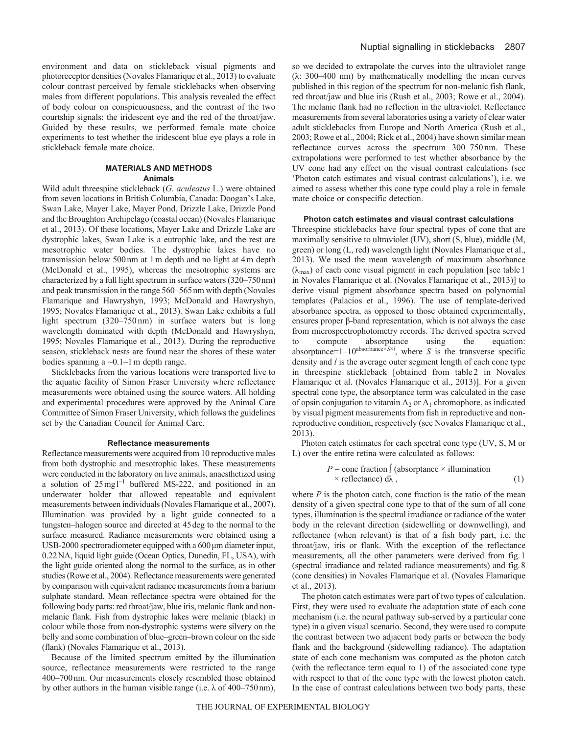environment and data on stickleback visual pigments and photoreceptor densities (Novales Flamarique et al., 2013) to evaluate colour contrast perceived by female sticklebacks when observing males from different populations. This analysis revealed the effect of body colour on conspicuousness, and the contrast of the two courtship signals: the iridescent eye and the red of the throat/jaw. Guided by these results, we performed female mate choice experiments to test whether the iridescent blue eye plays a role in stickleback female mate choice.

## MATERIALS AND METHODS

### Animals

Wild adult threespine stickleback (*G. aculeatus* L.) were obtained from seven locations in British Columbia, Canada: Doogan's Lake, Swan Lake, Mayer Lake, Mayer Pond, Drizzle Lake, Drizzle Pond and the Broughton Archipelago (coastal ocean) (Novales Flamarique et al., 2013). Of these locations, Mayer Lake and Drizzle Lake are dystrophic lakes, Swan Lake is a eutrophic lake, and the rest are mesotrophic water bodies. The dystrophic lakes have no transmission below 500 nm at 1 m depth and no light at 4 m depth (McDonald et al., 1995), whereas the mesotrophic systems are characterized by a full light spectrum in surface waters (320–750 nm) and peak transmission in the range 560–565 nm with depth (Novales Flamarique and Hawryshyn, 1993; McDonald and Hawryshyn, 1995; Novales Flamarique et al., 2013). Swan Lake exhibits a full light spectrum (320–750 nm) in surface waters but is long wavelength dominated with depth (McDonald and Hawryshyn, 1995; Novales Flamarique et al., 2013). During the reproductive season, stickleback nests are found near the shores of these water bodies spanning a ~0.1–1 m depth range.

Sticklebacks from the various locations were transported live to the aquatic facility of Simon Fraser University where reflectance measurements were obtained using the source waters. All holding and experimental procedures were approved by the Animal Care Committee of Simon Fraser University, which follows the guidelines set by the Canadian Council for Animal Care.

### Reflectance measurements

Reflectance measurements were acquired from 10 reproductive males from both dystrophic and mesotrophic lakes. These measurements were conducted in the laboratory on live animals, anaesthetized using a solution of 25 mg l$^{-1}$ buffered MS-222, and positioned in an underwater holder that allowed repeatable and equivalent measurements between individuals (Novales Flamarique et al., 2007). Illumination was provided by a light guide connected to a tungsten–halogen source and directed at 45 deg to the normal to the surface measured. Radiance measurements were obtained using a USB-2000 spectroradiometer equipped with a 600 μm diameter input, 0.22 NA, liquid light guide (Ocean Optics, Dunedin, FL, USA), with the light guide oriented along the normal to the surface, as in other studies (Rowe et al., 2004). Reflectance measurements were generated by comparison with equivalent radiance measurements from a barium sulphate standard. Mean reflectance spectra were obtained for the following body parts: red throat/jaw, blue iris, melanic flank and non-melanic flank. Fish from dystrophic lakes were melanic (black) in colour while those from non-dystrophic systems were silvery on the belly and some combination of blue–green–brown colour on the side (flank) (Novales Flamarique et al., 2013).

Because of the limited spectrum emitted by the illumination source, reflectance measurements were restricted to the range 400–700 nm. Our measurements closely resembled those obtained by other authors in the human visible range (i.e. λ of 400–750 nm), so we decided to extrapolate the curves into the ultraviolet range (λ: 300–400 nm) by mathematically modelling the mean curves published in this region of the spectrum for non-melanic fish flank, red throat/jaw and blue iris (Rush et al., 2003; Rowe et al., 2004). The melanic flank had no reflection in the ultraviolet. Reflectance measurements from several laboratories using a variety of clear water adult sticklebacks from Europe and North America (Rush et al., 2003; Rowe et al., 2004; Rick et al., 2004) have shown similar mean reflectance curves across the spectrum 300–750 nm. These extrapolations were performed to test whether absorbance by the UV cone had any effect on the visual contrast calculations (see 'Photon catch estimates and visual contrast calculations'), i.e. we aimed to assess whether this cone type could play a role in female mate choice or conspecific detection.

### Photon catch estimates and visual contrast calculations

Threespine sticklebacks have four spectral types of cone that are maximally sensitive to ultraviolet (UV), short (S, blue), middle (M, green) or long (L, red) wavelength light (Novales Flamarique et al., 2013). We used the mean wavelength of maximum absorbance ($\lambda_{max}$) of each cone visual pigment in each population [see table 1 in Novales Flamarique et al. (Novales Flamarique et al., 2013)] to derive visual pigment absorbance spectra based on polynomial templates (Palacios et al., 1996). The use of template-derived absorbance spectra, as opposed to those obtained experimentally, ensures proper β-band representation, which is not always the case from microspectrophotometry records. The derived spectra served to compute absorptance using the equation: absorptance$=1-10^{\text{absorbance}\times S\times l}$, where $S$ is the transverse specific density and $l$ is the average outer segment length of each cone type in threespine stickleback [obtained from table 2 in Novales Flamarique et al. (Novales Flamarique et al., 2013)]. For a given spectral cone type, the absorptance term was calculated in the case of opsin conjugation to vitamin $A_2$ or $A_1$ chromophore, as indicated by visual pigment measurements from fish in reproductive and non-reproductive condition, respectively (see Novales Flamarique et al., 2013).

Photon catch estimates for each spectral cone type (UV, S, M or L) over the entire retina were calculated as follows:

$$P = \text{cone fraction} \int (\text{absorptance} \times \text{illumination} \times \text{reflectance})\, d\lambda\,, \quad (1)$$

where $P$ is the photon catch, cone fraction is the ratio of the mean density of a given spectral cone type to that of the sum of all cone types, illumination is the spectral irradiance or radiance of the water body in the relevant direction (sidewelling or downwelling), and reflectance (when relevant) is that of a fish body part, i.e. the throat/jaw, iris or flank. With the exception of the reflectance measurements, all the other parameters were derived from fig. 1 (spectral irradiance and related radiance measurements) and fig. 8 (cone densities) in Novales Flamarique et al. (Novales Flamarique et al., 2013).

The photon catch estimates were part of two types of calculation. First, they were used to evaluate the adaptation state of each cone mechanism (i.e. the neural pathway sub-served by a particular cone type) in a given visual scenario. Second, they were used to compute the contrast between two adjacent body parts or between the body flank and the background (sidewelling radiance). The adaptation state of each cone mechanism was computed as the photon catch (with the reflectance term equal to 1) of the associated cone type with respect to that of the cone type with the lowest photon catch. In the case of contrast calculations between two body parts, these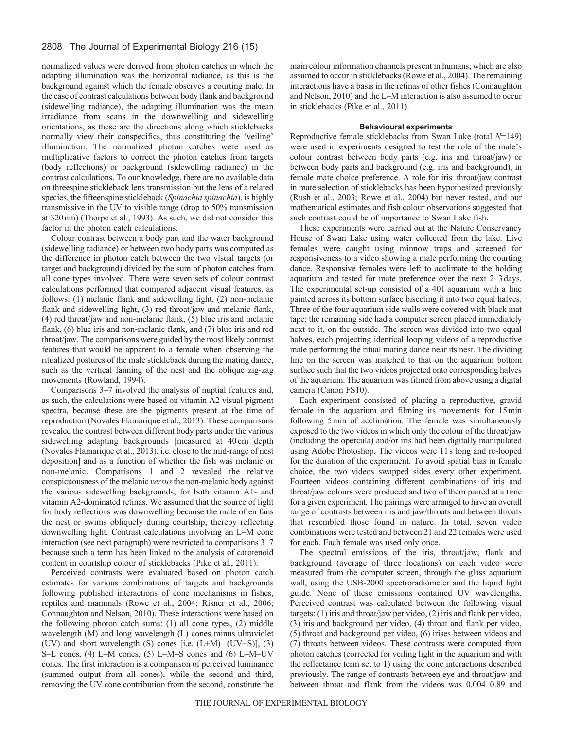normalized values were derived from photon catches in which the adapting illumination was the horizontal radiance, as this is the background against which the female observes a courting male. In the case of contrast calculations between body flank and background (sidewelling radiance), the adapting illumination was the mean irradiance from scans in the downwelling and sidewelling orientations, as these are the directions along which sticklebacks normally view their conspecifics, thus constituting the 'veiling' illumination. The normalized photon catches were used as multiplicative factors to correct the photon catches from targets (body reflections) or background (sidewelling radiance) in the contrast calculations. To our knowledge, there are no available data on threespine stickleback lens transmission but the lens of a related species, the fifteenspine stickleback (*Spinachia spinachia*), is highly transmissive in the UV to visible range (drop to 50% transmission at 320 nm) (Thorpe et al., 1993). As such, we did not consider this factor in the photon catch calculations.

Colour contrast between a body part and the water background (sidewelling radiance) or between two body parts was computed as the difference in photon catch between the two visual targets (or target and background) divided by the sum of photon catches from all cone types involved. There were seven sets of colour contrast calculations performed that compared adjacent visual features, as follows: (1) melanic flank and sidewelling light, (2) non-melanic flank and sidewelling light, (3) red throat/jaw and melanic flank, (4) red throat/jaw and non-melanic flank, (5) blue iris and melanic flank, (6) blue iris and non-melanic flank, and (7) blue iris and red throat/jaw. The comparisons were guided by the most likely contrast features that would be apparent to a female when observing the ritualized postures of the male stickleback during the mating dance, such as the vertical fanning of the nest and the oblique zig-zag movements (Rowland, 1994).

Comparisons 3–7 involved the analysis of nuptial features and, as such, the calculations were based on vitamin A2 visual pigment spectra, because these are the pigments present at the time of reproduction (Novales Flamarique et al., 2013). These comparisons revealed the contrast between different body parts under the various sidewelling adapting backgrounds [measured at 40 cm depth (Novales Flamarique et al., 2013), i.e. close to the mid-range of nest deposition] and as a function of whether the fish was melanic or non-melanic. Comparisons 1 and 2 revealed the relative conspicuousness of the melanic *versus* the non-melanic body against the various sidewelling backgrounds, for both vitamin A1- and vitamin A2-dominated retinas. We assumed that the source of light for body reflections was downwelling because the male often fans the nest or swims obliquely during courtship, thereby reflecting downwelling light. Contrast calculations involving an L–M cone interaction (see next paragraph) were restricted to comparisons 3–7 because such a term has been linked to the analysis of carotenoid content in courtship colour of sticklebacks (Pike et al., 2011).

Perceived contrasts were evaluated based on photon catch estimates for various combinations of targets and backgrounds following published interactions of cone mechanisms in fishes, reptiles and mammals (Rowe et al., 2004; Risner et al., 2006; Connaughton and Nelson, 2010). These interactions were based on the following photon catch sums: (1) all cone types, (2) middle wavelength (M) and long wavelength (L) cones minus ultraviolet (UV) and short wavelength (S) cones [i.e. (L+M)–(UV+S)], (3) S–L cones, (4) L–M cones, (5) L–M–S cones and (6) L–M–UV cones. The first interaction is a comparison of perceived luminance (summed output from all cones), while the second and third, removing the UV cone contribution from the second, constitute the main colour information channels present in humans, which are also assumed to occur in sticklebacks (Rowe et al., 2004). The remaining interactions have a basis in the retinas of other fishes (Connaughton and Nelson, 2010) and the L–M interaction is also assumed to occur in sticklebacks (Pike et al., 2011).

### Behavioural experiments

Reproductive female sticklebacks from Swan Lake (total $N$=149) were used in experiments designed to test the role of the male's colour contrast between body parts (e.g. iris and throat/jaw) or between body parts and background (e.g. iris and background), in female mate choice preference. A role for iris–throat/jaw contrast in mate selection of sticklebacks has been hypothesized previously (Rush et al., 2003; Rowe et al., 2004) but never tested, and our mathematical estimates and fish colour observations suggested that such contrast could be of importance to Swan Lake fish.

These experiments were carried out at the Nature Conservancy House of Swan Lake using water collected from the lake. Live females were caught using minnow traps and screened for responsiveness to a video showing a male performing the courting dance. Responsive females were left to acclimate to the holding aquarium and tested for mate preference over the next 2–3 days. The experimental set-up consisted of a 40 l aquarium with a line painted across its bottom surface bisecting it into two equal halves. Three of the four aquarium side walls were covered with black mat tape; the remaining side had a computer screen placed immediately next to it, on the outside. The screen was divided into two equal halves, each projecting identical looping videos of a reproductive male performing the ritual mating dance near its nest. The dividing line on the screen was matched to that on the aquarium bottom surface such that the two videos projected onto corresponding halves of the aquarium. The aquarium was filmed from above using a digital camera (Canon FS10).

Each experiment consisted of placing a reproductive, gravid female in the aquarium and filming its movements for 15 min following 5 min of acclimation. The female was simultaneously exposed to the two videos in which only the colour of the throat/jaw (including the opercula) and/or iris had been digitally manipulated using Adobe Photoshop. The videos were 11 s long and re-looped for the duration of the experiment. To avoid spatial bias in female choice, the two videos swapped sides every other experiment. Fourteen videos containing different combinations of iris and throat/jaw colours were produced and two of them paired at a time for a given experiment. The pairings were arranged to have an overall range of contrasts between iris and jaw/throats and between throats that resembled those found in nature. In total, seven video combinations were tested and between 21 and 22 females were used for each. Each female was used only once.

The spectral emissions of the iris, throat/jaw, flank and background (average of three locations) on each video were measured from the computer screen, through the glass aquarium wall, using the USB-2000 spectroradiometer and the liquid light guide. None of these emissions contained UV wavelengths. Perceived contrast was calculated between the following visual targets: (1) iris and throat/jaw per video, (2) iris and flank per video, (3) iris and background per video, (4) throat and flank per video, (5) throat and background per video, (6) irises between videos and (7) throats between videos. These contrasts were computed from photon catches (corrected for veiling light in the aquarium and with the reflectance term set to 1) using the cone interactions described previously. The range of contrasts between eye and throat/jaw and between throat and flank from the videos was 0.004–0.89 and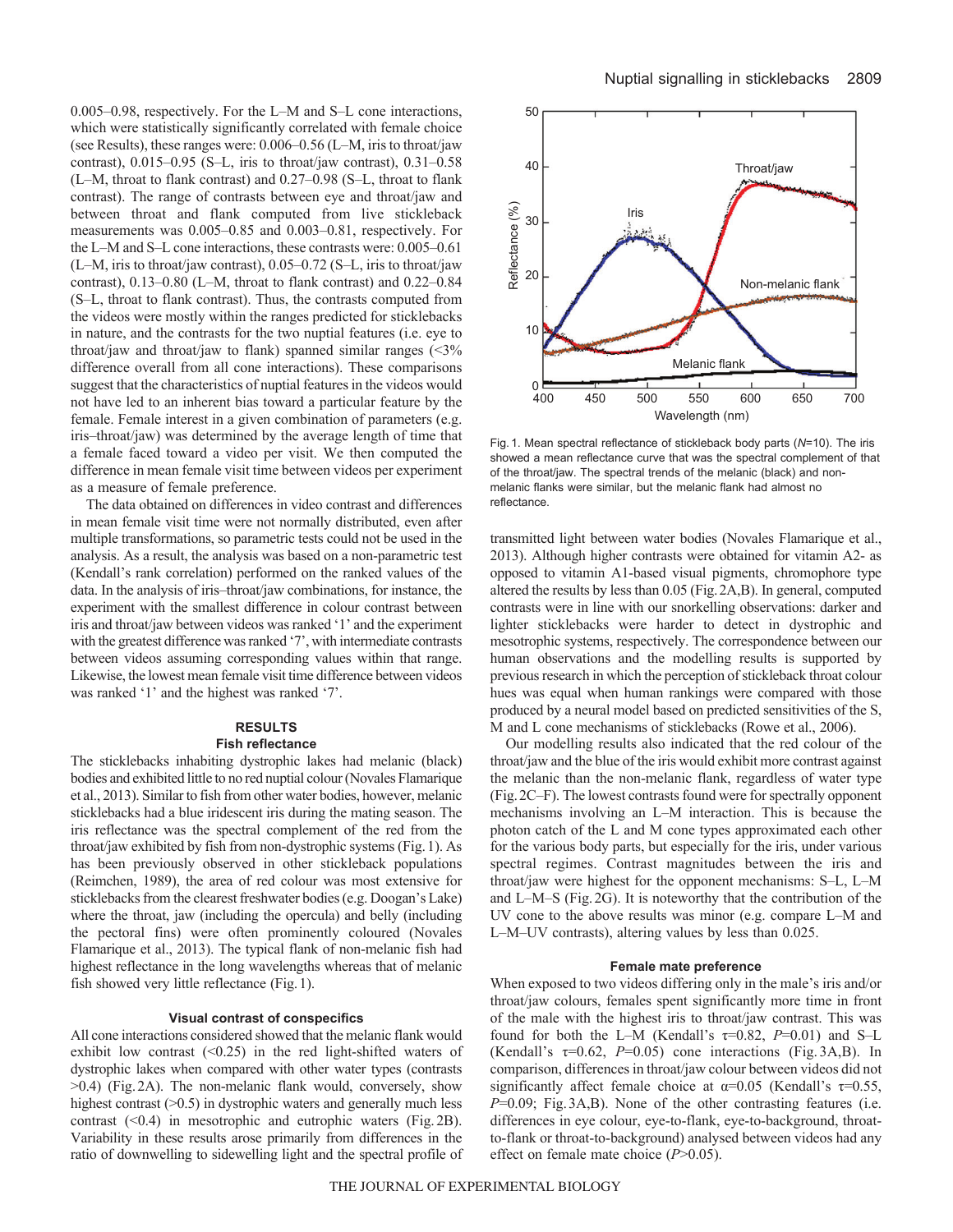0.005–0.98, respectively. For the L–M and S–L cone interactions, which were statistically significantly correlated with female choice (see Results), these ranges were: 0.006–0.56 (L–M, iris to throat/jaw contrast), 0.015–0.95 (S–L, iris to throat/jaw contrast), 0.31–0.58 (L–M, throat to flank contrast) and 0.27–0.98 (S–L, throat to flank contrast). The range of contrasts between eye and throat/jaw and between throat and flank computed from live stickleback measurements was 0.005–0.85 and 0.003–0.81, respectively. For the L–M and S–L cone interactions, these contrasts were: 0.005–0.61 (L–M, iris to throat/jaw contrast), 0.05–0.72 (S–L, iris to throat/jaw contrast), 0.13–0.80 (L–M, throat to flank contrast) and 0.22–0.84 (S–L, throat to flank contrast). Thus, the contrasts computed from the videos were mostly within the ranges predicted for sticklebacks in nature, and the contrasts for the two nuptial features (i.e. eye to throat/jaw and throat/jaw to flank) spanned similar ranges (<3% difference overall from all cone interactions). These comparisons suggest that the characteristics of nuptial features in the videos would not have led to an inherent bias toward a particular feature by the female. Female interest in a given combination of parameters (e.g. iris–throat/jaw) was determined by the average length of time that a female faced toward a video per visit. We then computed the difference in mean female visit time between videos per experiment as a measure of female preference.

The data obtained on differences in video contrast and differences in mean female visit time were not normally distributed, even after multiple transformations, so parametric tests could not be used in the analysis. As a result, the analysis was based on a non-parametric test (Kendall's rank correlation) performed on the ranked values of the data. In the analysis of iris–throat/jaw combinations, for instance, the experiment with the smallest difference in colour contrast between iris and throat/jaw between videos was ranked '1' and the experiment with the greatest difference was ranked '7', with intermediate contrasts between videos assuming corresponding values within that range. Likewise, the lowest mean female visit time difference between videos was ranked '1' and the highest was ranked '7'.

## RESULTS

### Fish reflectance

The sticklebacks inhabiting dystrophic lakes had melanic (black) bodies and exhibited little to no red nuptial colour (Novales Flamarique et al., 2013). Similar to fish from other water bodies, however, melanic sticklebacks had a blue iridescent iris during the mating season. The iris reflectance was the spectral complement of the red from the throat/jaw exhibited by fish from non-dystrophic systems (Fig. 1). As has been previously observed in other stickleback populations (Reimchen, 1989), the area of red colour was most extensive for sticklebacks from the clearest freshwater bodies (e.g. Doogan's Lake) where the throat, jaw (including the opercula) and belly (including the pectoral fins) were often prominently coloured (Novales Flamarique et al., 2013). The typical flank of non-melanic fish had highest reflectance in the long wavelengths whereas that of melanic fish showed very little reflectance (Fig. 1).

Fig. 1. Mean spectral reflectance of stickleback body parts ($N$=10). The iris showed a mean reflectance curve that was the spectral complement of that of the throat/jaw. The spectral trends of the melanic (black) and non-melanic flanks were similar, but the melanic flank had almost no reflectance.

### Visual contrast of conspecifics

All cone interactions considered showed that the melanic flank would exhibit low contrast (<0.25) in the red light-shifted waters of dystrophic lakes when compared with other water types (contrasts >0.4) (Fig. 2A). The non-melanic flank would, conversely, show highest contrast (>0.5) in dystrophic waters and generally much less contrast (<0.4) in mesotrophic and eutrophic waters (Fig. 2B). Variability in these results arose primarily from differences in the ratio of downwelling to sidewelling light and the spectral profile of transmitted light between water bodies (Novales Flamarique et al., 2013). Although higher contrasts were obtained for vitamin A2- as opposed to vitamin A1-based visual pigments, chromophore type altered the results by less than 0.05 (Fig. 2A,B). In general, computed contrasts were in line with our snorkelling observations: darker and lighter sticklebacks were harder to detect in dystrophic and mesotrophic systems, respectively. The correspondence between our human observations and the modelling results is supported by previous research in which the perception of stickleback throat colour hues was equal when human rankings were compared with those produced by a neural model based on predicted sensitivities of the S, M and L cone mechanisms of sticklebacks (Rowe et al., 2006).

Our modelling results also indicated that the red colour of the throat/jaw and the blue of the iris would exhibit more contrast against the melanic than the non-melanic flank, regardless of water type (Fig. 2C–F). The lowest contrasts found were for spectrally opponent mechanisms involving an L–M interaction. This is because the photon catch of the L and M cone types approximated each other for the various body parts, but especially for the iris, under various spectral regimes. Contrast magnitudes between the iris and throat/jaw were highest for the opponent mechanisms: S–L, L–M and L–M–S (Fig. 2G). It is noteworthy that the contribution of the UV cone to the above results was minor (e.g. compare L–M and L–M–UV contrasts), altering values by less than 0.025.

### Female mate preference

When exposed to two videos differing only in the male's iris and/or throat/jaw colours, females spent significantly more time in front of the male with the highest iris to throat/jaw contrast. This was found for both the L–M (Kendall's $\tau$=0.82, $P$=0.01) and S–L (Kendall's $\tau$=0.62, $P$=0.05) cone interactions (Fig. 3A,B). In comparison, differences in throat/jaw colour between videos did not significantly affect female choice at $\alpha$=0.05 (Kendall's $\tau$=0.55, $P$=0.09; Fig. 3A,B). None of the other contrasting features (i.e. differences in eye colour, eye-to-flank, eye-to-background, throat-to-flank or throat-to-background) analysed between videos had any effect on female mate choice ($P$>0.05).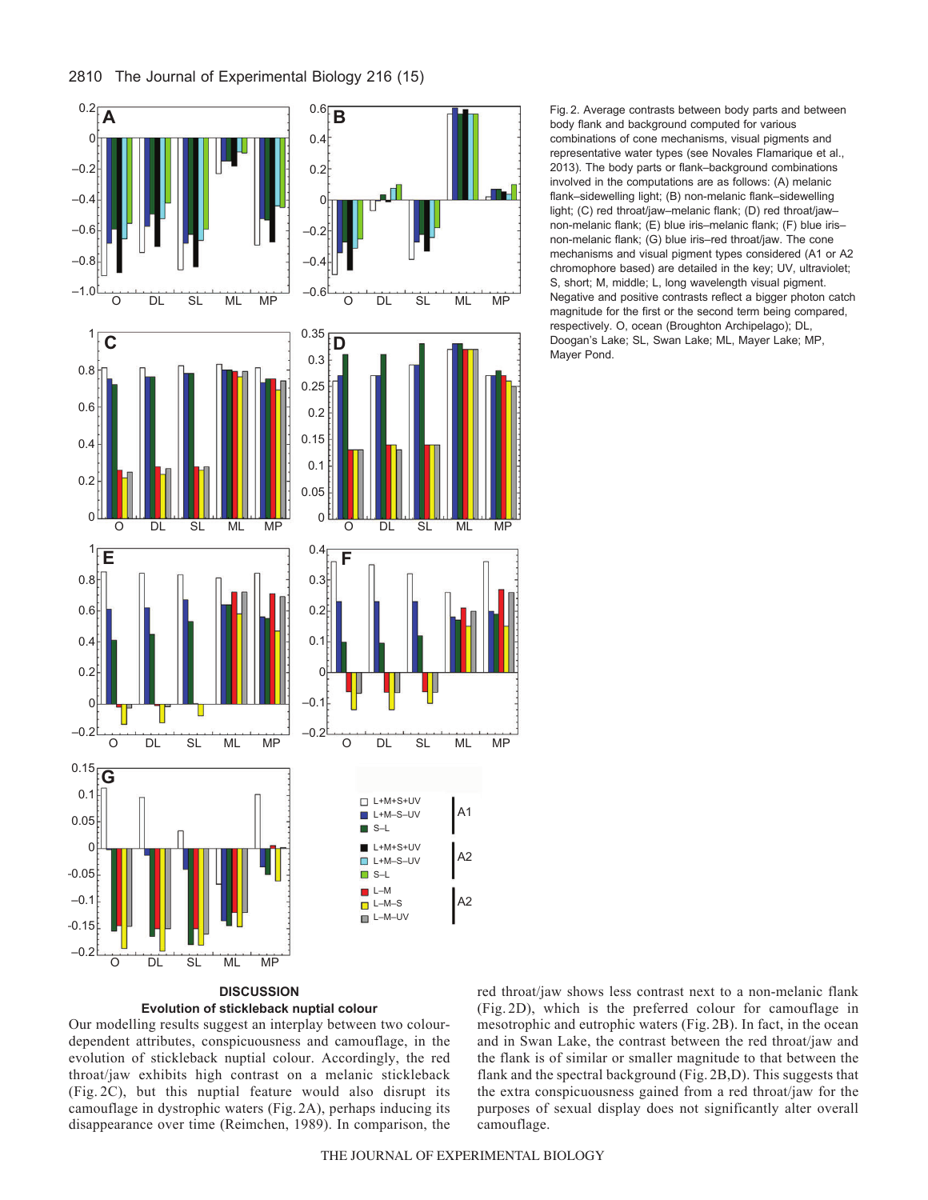A

0.2
0
−0.2
−0.4
−0.6
−0.8
−1.0

O DL SL ML MP

B

0.6
0.4
0.2
0
−0.2
−0.4
−0.6

O DL SL ML MP

C

1
0.8
0.6
0.4
0.2
0

O DL SL ML MP

D

0.35
0.3
0.25
0.2
0.15
0.1
0.05
0

O DL SL ML MP

E

1
0.8
0.6
0.4
0.2
0
−0.2

O DL SL ML MP

F

0.4
0.3
0.2
0.1
0
−0.1
−0.2

O DL SL ML MP

G

0.15
0.1
0.05
0
-0.05
−0.1
−0.15
−0.2

O DL SL ML MP

L+M+S+UV
L+M–S–UV
S–L
A1

L+M+S+UV
L+M–S–UV
S–L
A2

L–M
L–M–S
L–M–UV
A2

Fig. 2. Average contrasts between body parts and between body flank and background computed for various combinations of cone mechanisms, visual pigments and representative water types (see Novales Flamarique et al., 2013). The body parts or flank–background combinations involved in the computations are as follows: (A) melanic flank–sidewelling light; (B) non-melanic flank–sidewelling light; (C) red throat/jaw–melanic flank; (D) red throat/jaw–non-melanic flank; (E) blue iris–melanic flank; (F) blue iris–non-melanic flank; (G) blue iris–red throat/jaw. The cone mechanisms and visual pigment types considered (A1 or A2 chromophore based) are detailed in the key; UV, ultraviolet; S, short; M, middle; L, long wavelength visual pigment. Negative and positive contrasts reflect a bigger photon catch magnitude for the first or the second term being compared, respectively. O, ocean (Broughton Archipelago); DL, Doogan's Lake; SL, Swan Lake; ML, Mayer Lake; MP, Mayer Pond.

## DISCUSSION

### Evolution of stickleback nuptial colour

Our modelling results suggest an interplay between two colour-dependent attributes, conspicuousness and camouflage, in the evolution of stickleback nuptial colour. Accordingly, the red throat/jaw exhibits high contrast on a melanic stickleback (Fig. 2C), but this nuptial feature would also disrupt its camouflage in dystrophic waters (Fig. 2A), perhaps inducing its disappearance over time (Reimchen, 1989). In comparison, the red throat/jaw shows less contrast next to a non-melanic flank (Fig. 2D), which is the preferred colour for camouflage in mesotrophic and eutrophic waters (Fig. 2B). In fact, in the ocean and in Swan Lake, the contrast between the red throat/jaw and the flank is of similar or smaller magnitude to that between the flank and the spectral background (Fig. 2B,D). This suggests that the extra conspicuousness gained from a red throat/jaw for the purposes of sexual display does not significantly alter overall camouflage.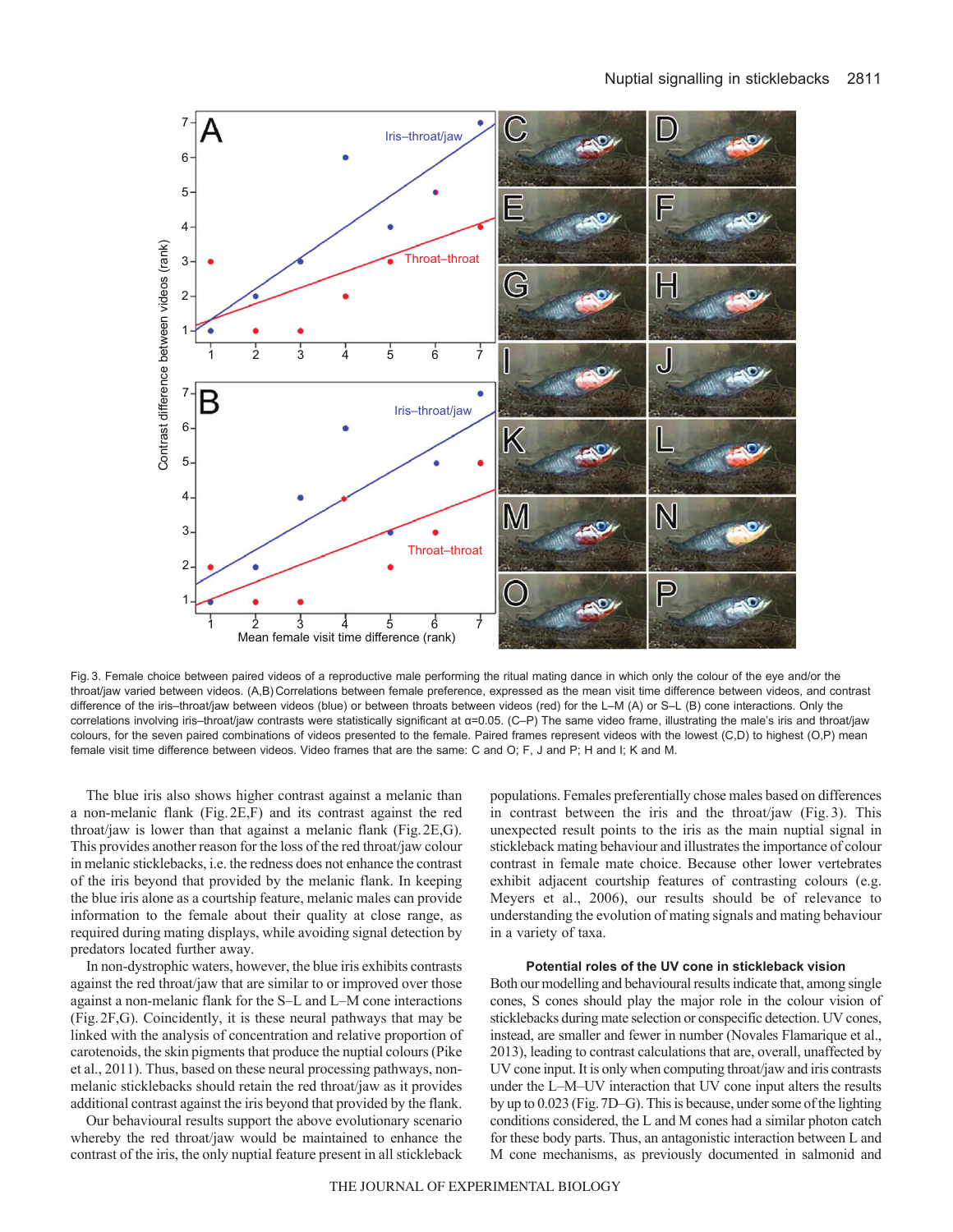A

Iris–throat/jaw

Throat–throat

B

Iris–throat/jaw

Throat–throat

Contrast difference between videos (rank)

Mean female visit time difference (rank)

C D E F G H I J K L M N O P

Fig. 3. Female choice between paired videos of a reproductive male performing the ritual mating dance in which only the colour of the eye and/or the throat/jaw varied between videos. (A,B) Correlations between female preference, expressed as the mean visit time difference between videos, and contrast difference of the iris–throat/jaw between videos (blue) or between throats between videos (red) for the L–M (A) or S–L (B) cone interactions. Only the correlations involving iris–throat/jaw contrasts were statistically significant at α=0.05. (C–P) The same video frame, illustrating the male's iris and throat/jaw colours, for the seven paired combinations of videos presented to the female. Paired frames represent videos with the lowest (C,D) to highest (O,P) mean female visit time difference between videos. Video frames that are the same: C and O; F, J and P; H and I; K and M.

The blue iris also shows higher contrast against a melanic than a non-melanic flank (Fig. 2E,F) and its contrast against the red throat/jaw is lower than that against a melanic flank (Fig. 2E,G). This provides another reason for the loss of the red throat/jaw colour in melanic sticklebacks, i.e. the redness does not enhance the contrast of the iris beyond that provided by the melanic flank. In keeping the blue iris alone as a courtship feature, melanic males can provide information to the female about their quality at close range, as required during mating displays, while avoiding signal detection by predators located further away.

In non-dystrophic waters, however, the blue iris exhibits contrasts against the red throat/jaw that are similar to or improved over those against a non-melanic flank for the S–L and L–M cone interactions (Fig. 2F,G). Coincidently, it is these neural pathways that may be linked with the analysis of concentration and relative proportion of carotenoids, the skin pigments that produce the nuptial colours (Pike et al., 2011). Thus, based on these neural processing pathways, non-melanic sticklebacks should retain the red throat/jaw as it provides additional contrast against the iris beyond that provided by the flank.

Our behavioural results support the above evolutionary scenario whereby the red throat/jaw would be maintained to enhance the contrast of the iris, the only nuptial feature present in all stickleback populations. Females preferentially chose males based on differences in contrast between the iris and the throat/jaw (Fig. 3). This unexpected result points to the iris as the main nuptial signal in stickleback mating behaviour and illustrates the importance of colour contrast in female mate choice. Because other lower vertebrates exhibit adjacent courtship features of contrasting colours (e.g. Meyers et al., 2006), our results should be of relevance to understanding the evolution of mating signals and mating behaviour in a variety of taxa.

### Potential roles of the UV cone in stickleback vision

Both our modelling and behavioural results indicate that, among single cones, S cones should play the major role in the colour vision of sticklebacks during mate selection or conspecific detection. UV cones, instead, are smaller and fewer in number (Novales Flamarique et al., 2013), leading to contrast calculations that are, overall, unaffected by UV cone input. It is only when computing throat/jaw and iris contrasts under the L–M–UV interaction that UV cone input alters the results by up to 0.023 (Fig. 7D–G). This is because, under some of the lighting conditions considered, the L and M cones had a similar photon catch for these body parts. Thus, an antagonistic interaction between L and M cone mechanisms, as previously documented in salmonid and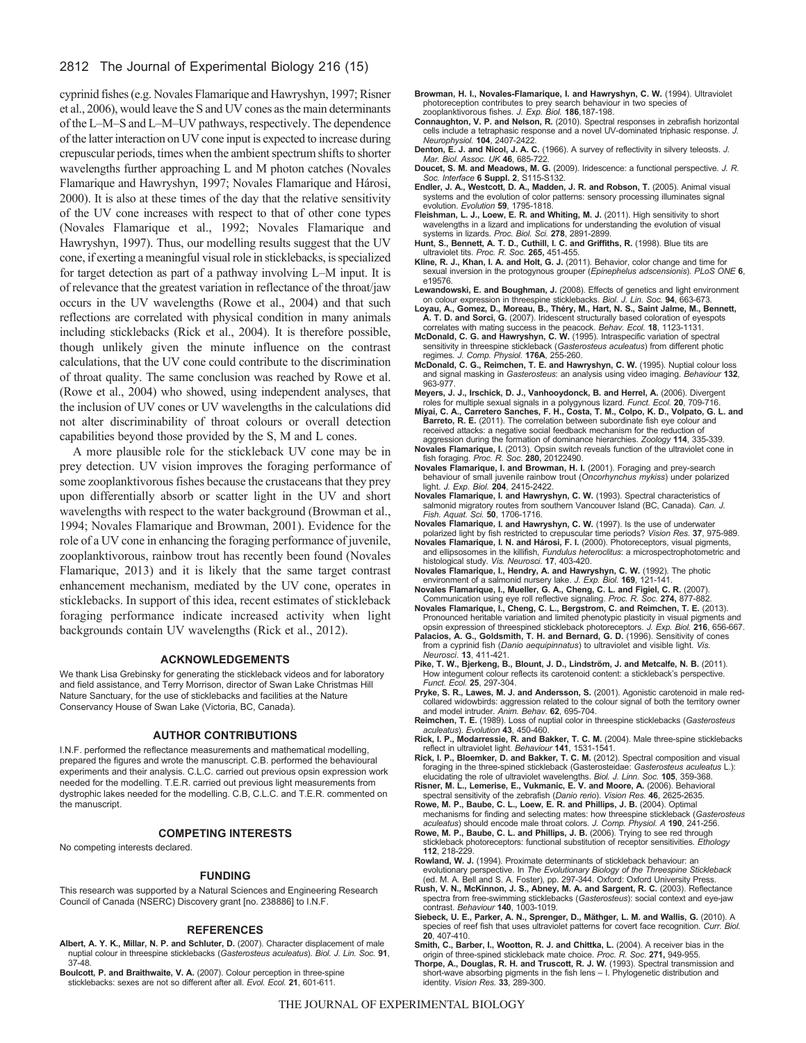cyprinid fishes (e.g. Novales Flamarique and Hawryshyn, 1997; Risner et al., 2006), would leave the S and UV cones as the main determinants of the L–M–S and L–M–UV pathways, respectively. The dependence of the latter interaction on UV cone input is expected to increase during crepuscular periods, times when the ambient spectrum shifts to shorter wavelengths further approaching L and M photon catches (Novales Flamarique and Hawryshyn, 1997; Novales Flamarique and Hárosi, 2000). It is also at these times of the day that the relative sensitivity of the UV cone increases with respect to that of other cone types (Novales Flamarique et al., 1992; Novales Flamarique and Hawryshyn, 1997). Thus, our modelling results suggest that the UV cone, if exerting a meaningful visual role in sticklebacks, is specialized for target detection as part of a pathway involving L–M input. It is of relevance that the greatest variation in reflectance of the throat/jaw occurs in the UV wavelengths (Rowe et al., 2004) and that such reflections are correlated with physical condition in many animals including sticklebacks (Rick et al., 2004). It is therefore possible, though unlikely given the minute influence on the contrast calculations, that the UV cone could contribute to the discrimination of throat quality. The same conclusion was reached by Rowe et al. (Rowe et al., 2004) who showed, using independent analyses, that the inclusion of UV cones or UV wavelengths in the calculations did not alter discriminability of throat colours or overall detection capabilities beyond those provided by the S, M and L cones.

A more plausible role for the stickleback UV cone may be in prey detection. UV vision improves the foraging performance of some zooplanktivorous fishes because the crustaceans that they prey upon differentially absorb or scatter light in the UV and short wavelengths with respect to the water background (Browman et al., 1994; Novales Flamarique and Browman, 2001). Evidence for the role of a UV cone in enhancing the foraging performance of juvenile, zooplanktivorous, rainbow trout has recently been found (Novales Flamarique, 2013) and it is likely that the same target contrast enhancement mechanism, mediated by the UV cone, operates in sticklebacks. In support of this idea, recent estimates of stickleback foraging performance indicate increased activity when light backgrounds contain UV wavelengths (Rick et al., 2012).

## ACKNOWLEDGEMENTS

We thank Lisa Grebinsky for generating the stickleback videos and for laboratory and field assistance, and Terry Morrison, director of Swan Lake Christmas Hill Nature Sanctuary, for the use of sticklebacks and facilities at the Nature Conservancy House of Swan Lake (Victoria, BC, Canada).

## AUTHOR CONTRIBUTIONS

I.N.F. performed the reflectance measurements and mathematical modelling, prepared the figures and wrote the manuscript. C.B. performed the behavioural experiments and their analysis. C.L.C. carried out previous opsin expression work needed for the modelling. T.E.R. carried out previous light measurements from dystrophic lakes needed for the modelling. C.B, C.L.C. and T.E.R. commented on the manuscript.

## COMPETING INTERESTS

No competing interests declared.

## FUNDING

This research was supported by a Natural Sciences and Engineering Research Council of Canada (NSERC) Discovery grant [no. 238886] to I.N.F.

## REFERENCES

**Albert, A. Y. K., Millar, N. P. and Schluter, D.** (2007). Character displacement of male nuptial colour in threespine sticklebacks (*Gasterosteus aculeatus*). *Biol. J. Lin. Soc.* **91**, 37-48.

**Boulcott, P. and Braithwaite, V. A.** (2007). Colour perception in three-spine sticklebacks: sexes are not so different after all. *Evol. Ecol.* **21**, 601-611.

**Browman, H. I., Novales-Flamarique, I. and Hawryshyn, C. W.** (1994). Ultraviolet photoreception contributes to prey search behaviour in two species of zooplanktivorous fishes. *J. Exp. Biol.* **186**,187-198.

**Connaughton, V. P. and Nelson, R.** (2010). Spectral responses in zebrafish horizontal cells include a tetraphasic response and a novel UV-dominated triphasic response. *J. Neurophysiol.* **104**, 2407-2422.

**Denton, E. J. and Nicol, J. A. C.** (1966). A survey of reflectivity in silvery teleosts. *J. Mar. Biol. Assoc. UK* **46**, 685-722.

**Doucet, S. M. and Meadows, M. G.** (2009). Iridescence: a functional perspective. *J. R. Soc. Interface* **6 Suppl. 2**, S115-S132.

**Endler, J. A., Westcott, D. A., Madden, J. R. and Robson, T.** (2005). Animal visual systems and the evolution of color patterns: sensory processing illuminates signal evolution. *Evolution* **59**, 1795-1818.

**Fleishman, L. J., Loew, E. R. and Whiting, M. J.** (2011). High sensitivity to short wavelengths in a lizard and implications for understanding the evolution of visual systems in lizards. *Proc. Biol. Sci.* **278**, 2891-2899.

**Hunt, S., Bennett, A. T. D., Cuthill, I. C. and Griffiths, R.** (1998). Blue tits are ultraviolet tits. *Proc. R. Soc.* **265**, 451-455.

**Kline, R. J., Khan, I. A. and Holt, G. J.** (2011). Behavior, color change and time for sexual inversion in the protogynous grouper (*Epinephelus adscensionis*). *PLoS ONE* **6**, e19576.

**Lewandowski, E. and Boughman, J.** (2008). Effects of genetics and light environment on colour expression in threespine sticklebacks. *Biol. J. Lin. Soc.* **94**, 663-673.

**Loyau, A., Gomez, D., Moreau, B., Théry, M., Hart, N. S., Saint Jalme, M., Bennett, A. T. D. and Sorci, G.** (2007). Iridescent structurally based coloration of eyespots correlates with mating success in the peacock. *Behav. Ecol.* **18**, 1123-1131.

**McDonald, C. G. and Hawryshyn, C. W.** (1995). Intraspecific variation of spectral sensitivity in threespine stickleback (*Gasterosteus aculeatus*) from different photic regimes. *J. Comp. Physiol.* **176A**, 255-260.

**McDonald, C. G., Reimchen, T. E. and Hawryshyn, C. W.** (1995). Nuptial colour loss and signal masking in *Gasterosteus*: an analysis using video imaging. *Behaviour* **132**, 963-977.

**Meyers, J. J., Irschick, D. J., Vanhooydonck, B. and Herrel, A.** (2006). Divergent roles for multiple sexual signals in a polygynous lizard. *Funct. Ecol.* **20**, 709-716.

**Miyai, C. A., Carretero Sanches, F. H., Costa, T. M., Colpo, K. D., Volpato, G. L. and Barreto, R. E.** (2011). The correlation between subordinate fish eye colour and received attacks: a negative social feedback mechanism for the reduction of aggression during the formation of dominance hierarchies. *Zoology* **114**, 335-339.

**Novales Flamarique, I.** (2013). Opsin switch reveals function of the ultraviolet cone in fish foraging. *Proc. R. Soc.* **280,** 20122490.

**Novales Flamarique, I. and Browman, H. I.** (2001). Foraging and prey-search behaviour of small juvenile rainbow trout (*Oncorhynchus mykiss*) under polarized light. *J. Exp. Biol.* **204**, 2415-2422.

**Novales Flamarique, I. and Hawryshyn, C. W.** (1993). Spectral characteristics of salmonid migratory routes from southern Vancouver Island (BC, Canada). *Can. J. Fish. Aquat. Sci.* **50**, 1706-1716.

**Novales Flamarique, I. and Hawryshyn, C. W.** (1997). Is the use of underwater polarized light by fish restricted to crepuscular time periods? *Vision Res.* **37**, 975-989.

**Novales Flamarique, I. N. and Hárosi, F. I.** (2000). Photoreceptors, visual pigments, and ellipsosomes in the killifish, *Fundulus heteroclitus*: a microspectrophotometric and histological study. *Vis. Neurosci.* **17**, 403-420.

**Novales Flamarique, I., Hendry, A. and Hawryshyn, C. W.** (1992). The photic environment of a salmonid nursery lake. *J. Exp. Biol.* **169**, 121-141.

**Novales Flamarique, I., Mueller, G. A., Cheng, C. L. and Figiel, C. R.** (2007). Communication using eye roll reflective signaling. *Proc. R. Soc.* **274,** 877-882.

**Novales Flamarique, I., Cheng, C. L., Bergstrom, C. and Reimchen, T. E.** (2013). Pronounced heritable variation and limited phenotypic plasticity in visual pigments and opsin expression of threespined stickleback photoreceptors. *J. Exp. Biol.* **216**, 656-667.

**Palacios, A. G., Goldsmith, T. H. and Bernard, G. D.** (1996). Sensitivity of cones from a cyprinid fish (*Danio aequipinnatus*) to ultraviolet and visible light. *Vis. Neurosci.* **13**, 411-421.

**Pike, T. W., Bjerkeng, B., Blount, J. D., Lindström, J. and Metcalfe, N. B.** (2011). How integument colour reflects its carotenoid content: a stickleback's perspective. *Funct. Ecol.* **25**, 297-304.

**Pryke, S. R., Lawes, M. J. and Andersson, S.** (2001). Agonistic carotenoid in male red-collared widowbirds: aggression related to the colour signal of both the territory owner and model intruder. *Anim. Behav.* **62**, 695-704.

**Reimchen, T. E.** (1989). Loss of nuptial color in threespine sticklebacks (*Gasterosteus aculeatus*). *Evolution* **43**, 450-460.

**Rick, I. P., Modarressie, R. and Bakker, T. C. M.** (2004). Male three-spine sticklebacks reflect in ultraviolet light. *Behaviour* **141**, 1531-1541.

**Rick, I. P., Bloemker, D. and Bakker, T. C. M.** (2012). Spectral composition and visual foraging in the three-spined stickleback (Gasterosteidae: *Gasterosteus aculeatus* L.): elucidating the role of ultraviolet wavelengths. *Biol. J. Linn. Soc.* **105**, 359-368.

**Risner, M. L., Lemerise, E., Vukmanic, E. V. and Moore, A.** (2006). Behavioral spectral sensitivity of the zebrafish (*Danio rerio*). *Vision Res.* **46**, 2625-2635.

**Rowe, M. P., Baube, C. L., Loew, E. R. and Phillips, J. B.** (2004). Optimal mechanisms for finding and selecting mates: how threespine stickleback (*Gasterosteus aculeatus*) should encode male throat colors. *J. Comp. Physiol. A* **190**, 241-256.

**Rowe, M. P., Baube, C. L. and Phillips, J. B.** (2006). Trying to see red through stickleback photoreceptors: functional substitution of receptor sensitivities. *Ethology* **112**, 218-229.

**Rowland, W. J.** (1994). Proximate determinants of stickleback behaviour: an evolutionary perspective. In *The Evolutionary Biology of the Threespine Stickleback* (ed. M. A. Bell and S. A. Foster), pp. 297-344. Oxford: Oxford University Press.

**Rush, V. N., McKinnon, J. S., Abney, M. A. and Sargent, R. C.** (2003). Reflectance spectra from free-swimming sticklebacks (*Gasterosteus*): social context and eye-jaw contrast. *Behaviour* **140**, 1003-1019.

**Siebeck, U. E., Parker, A. N., Sprenger, D., Mäthger, L. M. and Wallis, G.** (2010). A species of reef fish that uses ultraviolet patterns for covert face recognition. *Curr. Biol.* **20**, 407-410.

**Smith, C., Barber, I., Wootton, R. J. and Chittka, L.** (2004). A receiver bias in the origin of three-spined stickleback mate choice. *Proc. R. Soc.* **271,** 949-955.

**Thorpe, A., Douglas, R. H. and Truscott, R. J. W.** (1993). Spectral transmission and short-wave absorbing pigments in the fish lens – I. Phylogenetic distribution and identity. *Vision Res.* **33**, 289-300.